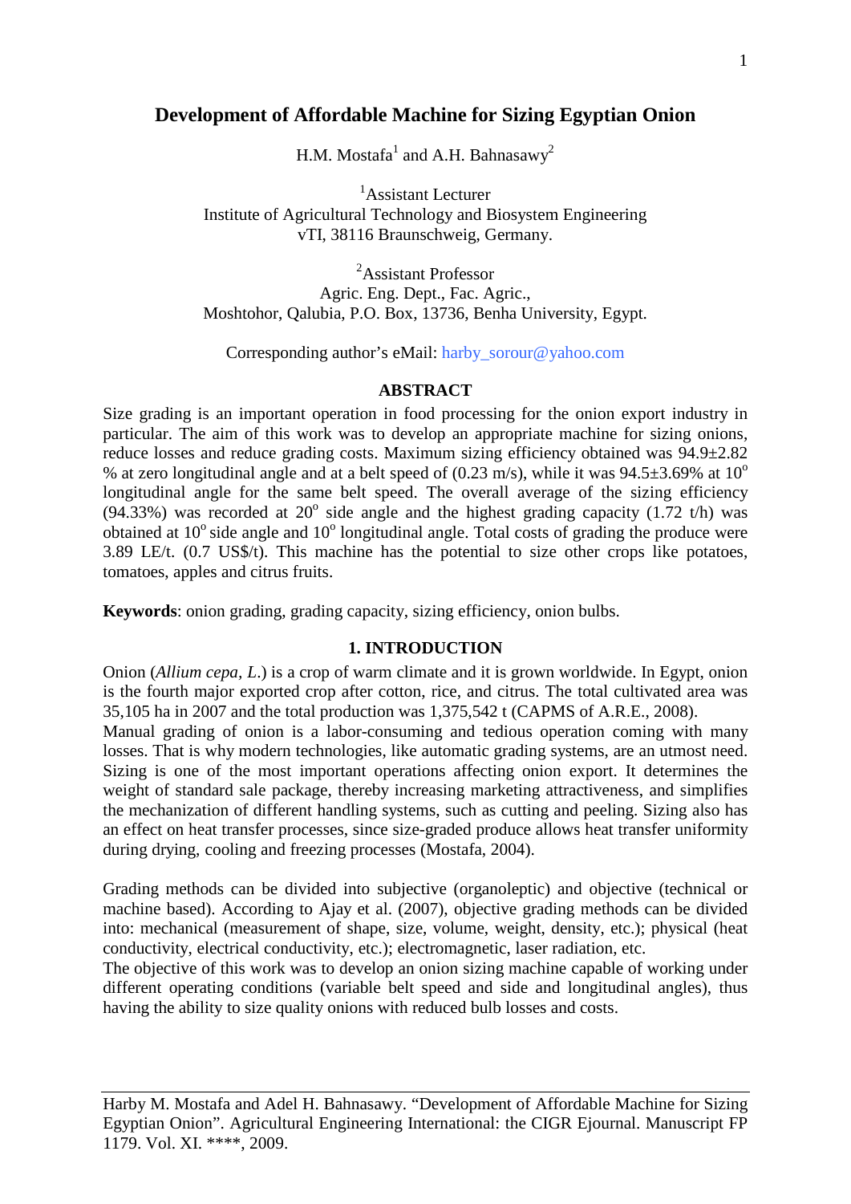# Development of Affordable Machine for Sizing Egyptian Onion

H.M. Mostafa[1] and A.H. Bahnasawy[2]

[1]Assistant Lecturer
Institute of Agricultural Technology and Biosystem Engineering
vTI, 38116 Braunschweig, Germany.

[2]Assistant Professor
Agric. Eng. Dept., Fac. Agric.,
Moshtohor, Qalubia, P.O. Box, 13736, Benha University, Egypt.

Corresponding author's eMail: harby_sorour@yahoo.com

## ABSTRACT

Size grading is an important operation in food processing for the onion export industry in particular. The aim of this work was to develop an appropriate machine for sizing onions, reduce losses and reduce grading costs. Maximum sizing efficiency obtained was 94.9±2.82 % at zero longitudinal angle and at a belt speed of (0.23 m/s), while it was 94.5±3.69% at $10^o$ longitudinal angle for the same belt speed. The overall average of the sizing efficiency (94.33%) was recorded at $20^o$ side angle and the highest grading capacity (1.72 t/h) was obtained at $10^o$ side angle and $10^o$ longitudinal angle. Total costs of grading the produce were 3.89 LE/t. (0.7 US$/t). This machine has the potential to size other crops like potatoes, tomatoes, apples and citrus fruits.

**Keywords**: onion grading, grading capacity, sizing efficiency, onion bulbs.

## 1. INTRODUCTION

Onion (*Allium cepa, L.*) is a crop of warm climate and it is grown worldwide. In Egypt, onion is the fourth major exported crop after cotton, rice, and citrus. The total cultivated area was 35,105 ha in 2007 and the total production was 1,375,542 t (CAPMS of A.R.E., 2008).

Manual grading of onion is a labor-consuming and tedious operation coming with many losses. That is why modern technologies, like automatic grading systems, are an utmost need. Sizing is one of the most important operations affecting onion export. It determines the weight of standard sale package, thereby increasing marketing attractiveness, and simplifies the mechanization of different handling systems, such as cutting and peeling. Sizing also has an effect on heat transfer processes, since size-graded produce allows heat transfer uniformity during drying, cooling and freezing processes (Mostafa, 2004).

Grading methods can be divided into subjective (organoleptic) and objective (technical or machine based). According to Ajay et al. (2007), objective grading methods can be divided into: mechanical (measurement of shape, size, volume, weight, density, etc.); physical (heat conductivity, electrical conductivity, etc.); electromagnetic, laser radiation, etc.

The objective of this work was to develop an onion sizing machine capable of working under different operating conditions (variable belt speed and side and longitudinal angles), thus having the ability to size quality onions with reduced bulb losses and costs.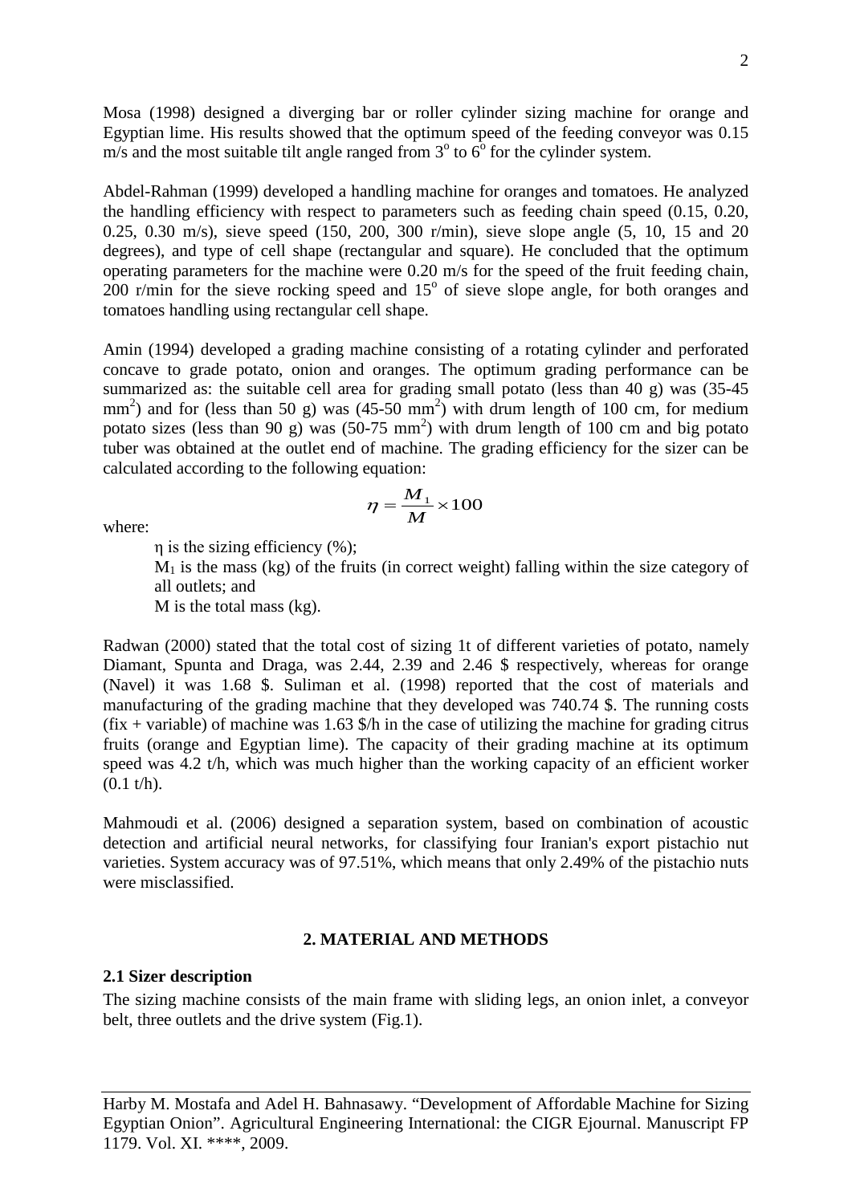Mosa (1998) designed a diverging bar or roller cylinder sizing machine for orange and Egyptian lime. His results showed that the optimum speed of the feeding conveyor was 0.15 m/s and the most suitable tilt angle ranged from $3^o$ to $6^o$ for the cylinder system.

Abdel-Rahman (1999) developed a handling machine for oranges and tomatoes. He analyzed the handling efficiency with respect to parameters such as feeding chain speed (0.15, 0.20, 0.25, 0.30 m/s), sieve speed (150, 200, 300 r/min), sieve slope angle (5, 10, 15 and 20 degrees), and type of cell shape (rectangular and square). He concluded that the optimum operating parameters for the machine were 0.20 m/s for the speed of the fruit feeding chain, 200 r/min for the sieve rocking speed and $15^o$ of sieve slope angle, for both oranges and tomatoes handling using rectangular cell shape.

Amin (1994) developed a grading machine consisting of a rotating cylinder and perforated concave to grade potato, onion and oranges. The optimum grading performance can be summarized as: the suitable cell area for grading small potato (less than 40 g) was (35-45 $mm^2$) and for (less than 50 g) was (45-50 $mm^2$) with drum length of 100 cm, for medium potato sizes (less than 90 g) was (50-75 $mm^2$) with drum length of 100 cm and big potato tuber was obtained at the outlet end of machine. The grading efficiency for the sizer can be calculated according to the following equation:

$$\eta = \frac{M_1}{M} \times 100$$

where:

$\eta$ is the sizing efficiency (%);

$M_1$ is the mass (kg) of the fruits (in correct weight) falling within the size category of all outlets; and

M is the total mass (kg).

Radwan (2000) stated that the total cost of sizing 1t of different varieties of potato, namely Diamant, Spunta and Draga, was 2.44, 2.39 and 2.46 $ respectively, whereas for orange (Navel) it was 1.68 $. Suliman et al. (1998) reported that the cost of materials and manufacturing of the grading machine that they developed was 740.74 $. The running costs (fix + variable) of machine was 1.63 $/h in the case of utilizing the machine for grading citrus fruits (orange and Egyptian lime). The capacity of their grading machine at its optimum speed was 4.2 t/h, which was much higher than the working capacity of an efficient worker (0.1 t/h).

Mahmoudi et al. (2006) designed a separation system, based on combination of acoustic detection and artificial neural networks, for classifying four Iranian's export pistachio nut varieties. System accuracy was of 97.51%, which means that only 2.49% of the pistachio nuts were misclassified.

## 2. MATERIAL AND METHODS

### 2.1 Sizer description

The sizing machine consists of the main frame with sliding legs, an onion inlet, a conveyor belt, three outlets and the drive system (Fig.1).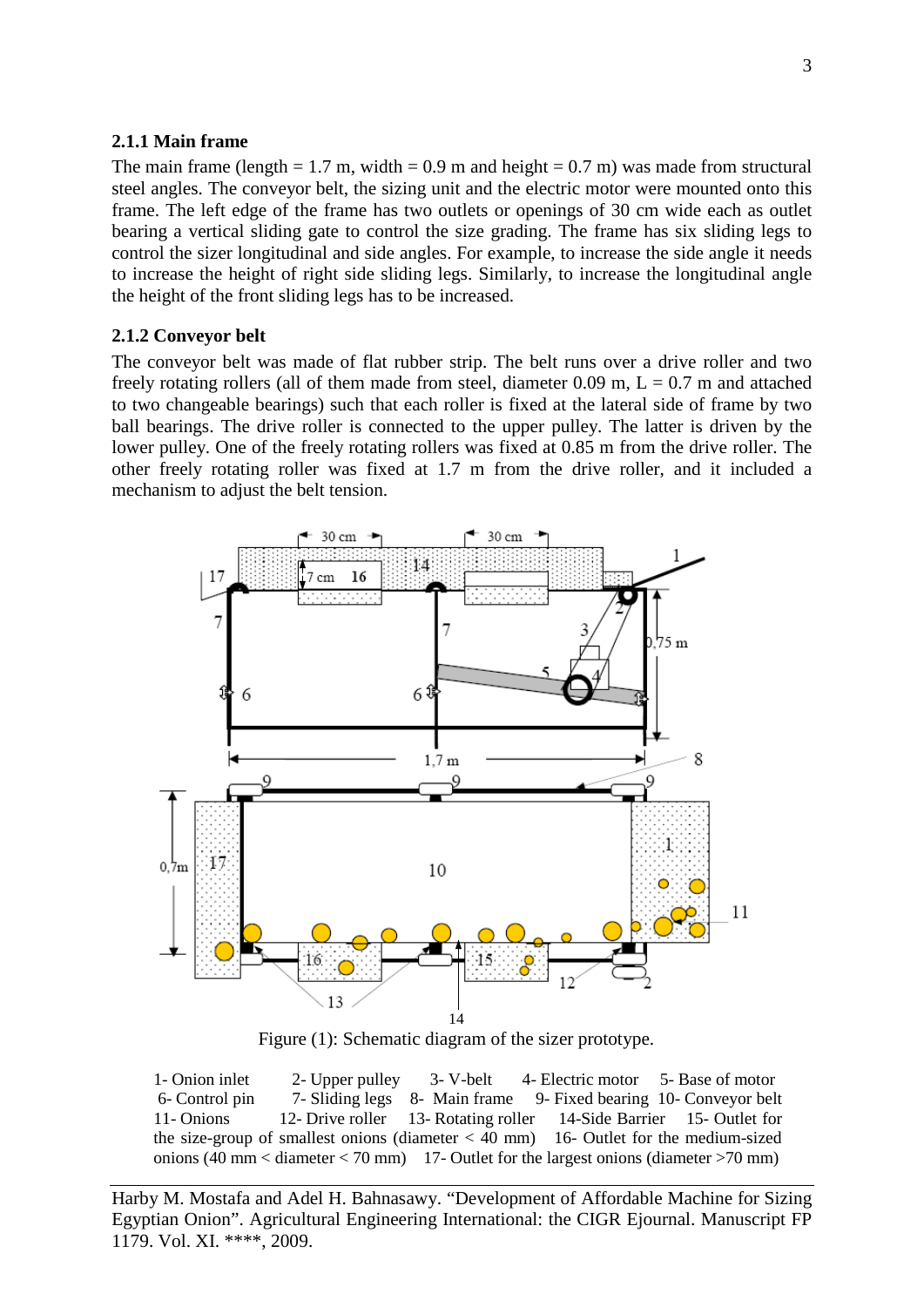### 2.1.1 Main frame

The main frame (length = 1.7 m, width = 0.9 m and height = 0.7 m) was made from structural steel angles. The conveyor belt, the sizing unit and the electric motor were mounted onto this frame. The left edge of the frame has two outlets or openings of 30 cm wide each as outlet bearing a vertical sliding gate to control the size grading. The frame has six sliding legs to control the sizer longitudinal and side angles. For example, to increase the side angle it needs to increase the height of right side sliding legs. Similarly, to increase the longitudinal angle the height of the front sliding legs has to be increased.

### 2.1.2 Conveyor belt

The conveyor belt was made of flat rubber strip. The belt runs over a drive roller and two freely rotating rollers (all of them made from steel, diameter 0.09 m, L = 0.7 m and attached to two changeable bearings) such that each roller is fixed at the lateral side of frame by two ball bearings. The drive roller is connected to the upper pulley. The latter is driven by the lower pulley. One of the freely rotating rollers was fixed at 0.85 m from the drive roller. The other freely rotating roller was fixed at 1.7 m from the drive roller, and it included a mechanism to adjust the belt tension.

Figure (1): Schematic diagram of the sizer prototype.

1- Onion inlet 2- Upper pulley 3- V-belt 4- Electric motor 5- Base of motor 6- Control pin 7- Sliding legs 8- Main frame 9- Fixed bearing 10- Conveyor belt 11- Onions 12- Drive roller 13- Rotating roller 14-Side Barrier 15- Outlet for the size-group of smallest onions (diameter < 40 mm) 16- Outlet for the medium-sized onions (40 mm < diameter < 70 mm) 17- Outlet for the largest onions (diameter >70 mm)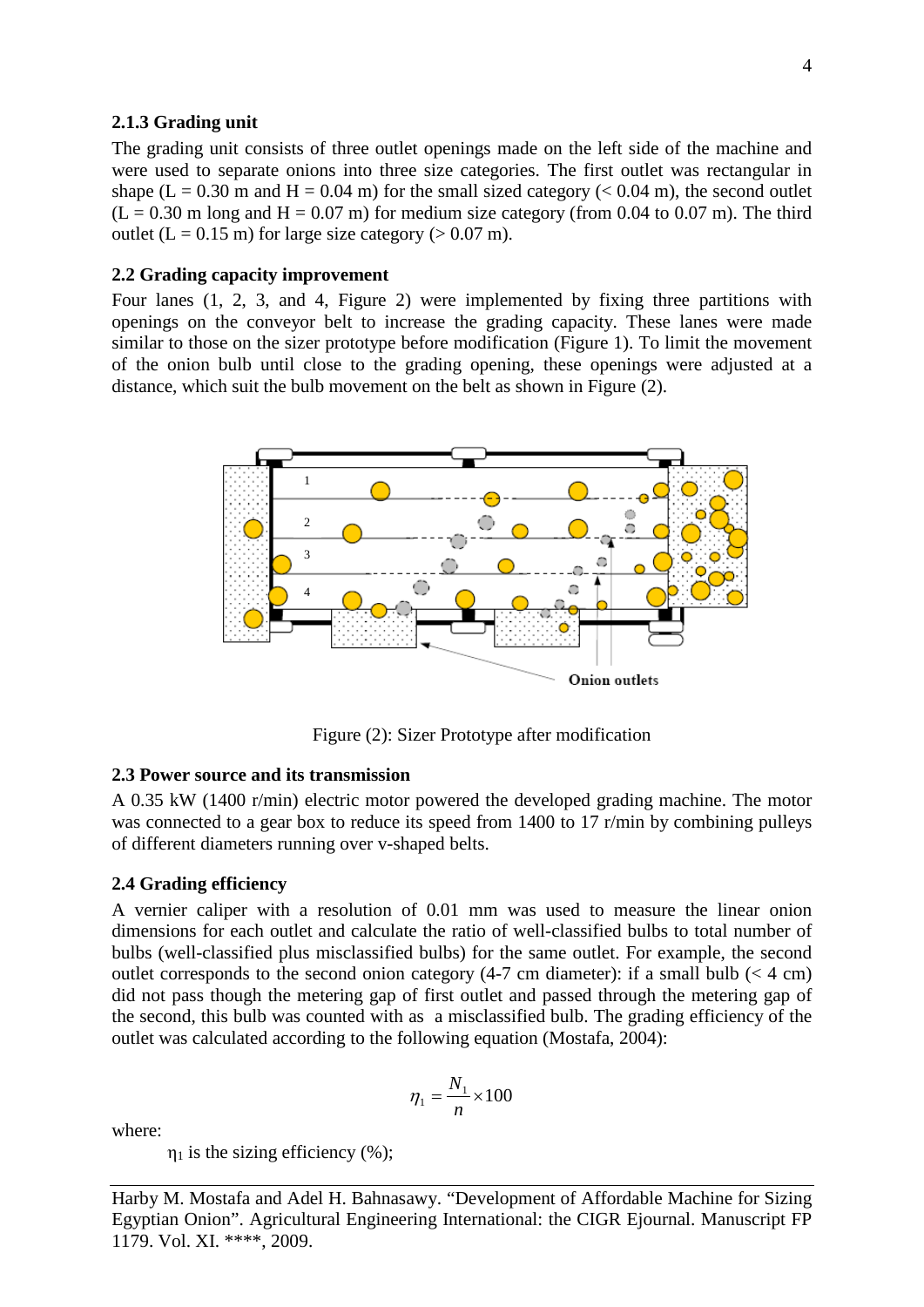### 2.1.3 Grading unit

The grading unit consists of three outlet openings made on the left side of the machine and were used to separate onions into three size categories. The first outlet was rectangular in shape (L = 0.30 m and H = 0.04 m) for the small sized category (< 0.04 m), the second outlet (L = 0.30 m long and H = 0.07 m) for medium size category (from 0.04 to 0.07 m). The third outlet (L = 0.15 m) for large size category (> 0.07 m).

### 2.2 Grading capacity improvement

Four lanes (1, 2, 3, and 4, Figure 2) were implemented by fixing three partitions with openings on the conveyor belt to increase the grading capacity. These lanes were made similar to those on the sizer prototype before modification (Figure 1). To limit the movement of the onion bulb until close to the grading opening, these openings were adjusted at a distance, which suit the bulb movement on the belt as shown in Figure (2).

Figure (2): Sizer Prototype after modification

### 2.3 Power source and its transmission

A 0.35 kW (1400 r/min) electric motor powered the developed grading machine. The motor was connected to a gear box to reduce its speed from 1400 to 17 r/min by combining pulleys of different diameters running over v-shaped belts.

### 2.4 Grading efficiency

A vernier caliper with a resolution of 0.01 mm was used to measure the linear onion dimensions for each outlet and calculate the ratio of well-classified bulbs to total number of bulbs (well-classified plus misclassified bulbs) for the same outlet. For example, the second outlet corresponds to the second onion category (4-7 cm diameter): if a small bulb (< 4 cm) did not pass though the metering gap of first outlet and passed through the metering gap of the second, this bulb was counted with as a misclassified bulb. The grading efficiency of the outlet was calculated according to the following equation (Mostafa, 2004):

$$\eta_1 = \frac{N_1}{n} \times 100$$

where:

$\eta_1$ is the sizing efficiency (%);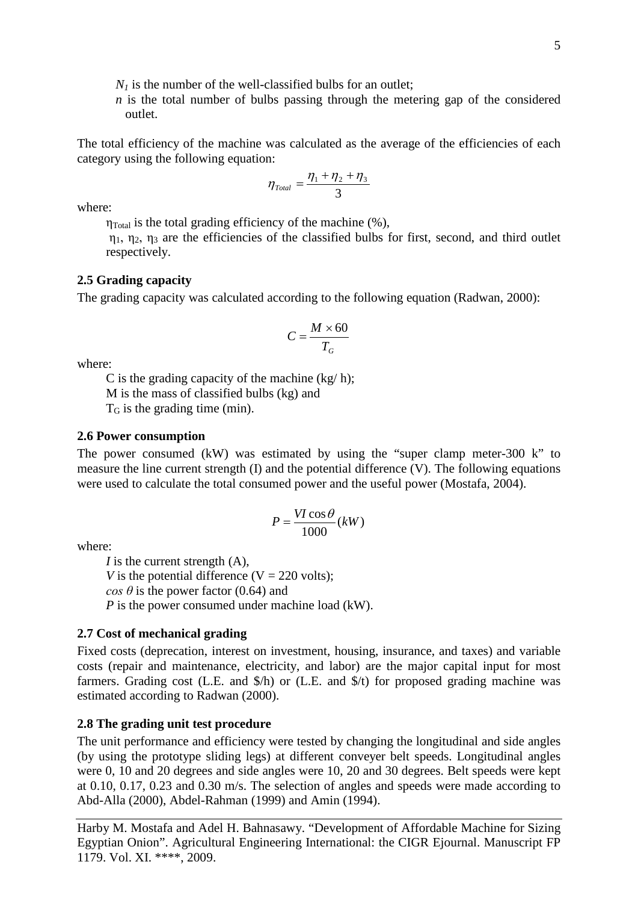$N_1$ is the number of the well-classified bulbs for an outlet;

$n$ is the total number of bulbs passing through the metering gap of the considered outlet.

The total efficiency of the machine was calculated as the average of the efficiencies of each category using the following equation:

$$\eta_{Total} = \frac{\eta_1 + \eta_2 + \eta_3}{3}$$

where:

$\eta_{Total}$ is the total grading efficiency of the machine (%),

$\eta_1$, $\eta_2$, $\eta_3$ are the efficiencies of the classified bulbs for first, second, and third outlet respectively.

### 2.5 Grading capacity

The grading capacity was calculated according to the following equation (Radwan, 2000):

$$C = \frac{M \times 60}{T_G}$$

where:

C is the grading capacity of the machine (kg/ h);

M is the mass of classified bulbs (kg) and

$T_G$ is the grading time (min).

### 2.6 Power consumption

The power consumed (kW) was estimated by using the “super clamp meter-300 k” to measure the line current strength (I) and the potential difference (V). The following equations were used to calculate the total consumed power and the useful power (Mostafa, 2004).

$$P = \frac{VI\cos\theta}{1000}(kW)$$

where:

$I$ is the current strength (A),

$V$ is the potential difference (V = 220 volts);

$\cos\theta$ is the power factor (0.64) and

$P$ is the power consumed under machine load (kW).

### 2.7 Cost of mechanical grading

Fixed costs (deprecation, interest on investment, housing, insurance, and taxes) and variable costs (repair and maintenance, electricity, and labor) are the major capital input for most farmers. Grading cost (L.E. and $/h) or (L.E. and $/t) for proposed grading machine was estimated according to Radwan (2000).

### 2.8 The grading unit test procedure

The unit performance and efficiency were tested by changing the longitudinal and side angles (by using the prototype sliding legs) at different conveyer belt speeds. Longitudinal angles were 0, 10 and 20 degrees and side angles were 10, 20 and 30 degrees. Belt speeds were kept at 0.10, 0.17, 0.23 and 0.30 m/s. The selection of angles and speeds were made according to Abd-Alla (2000), Abdel-Rahman (1999) and Amin (1994).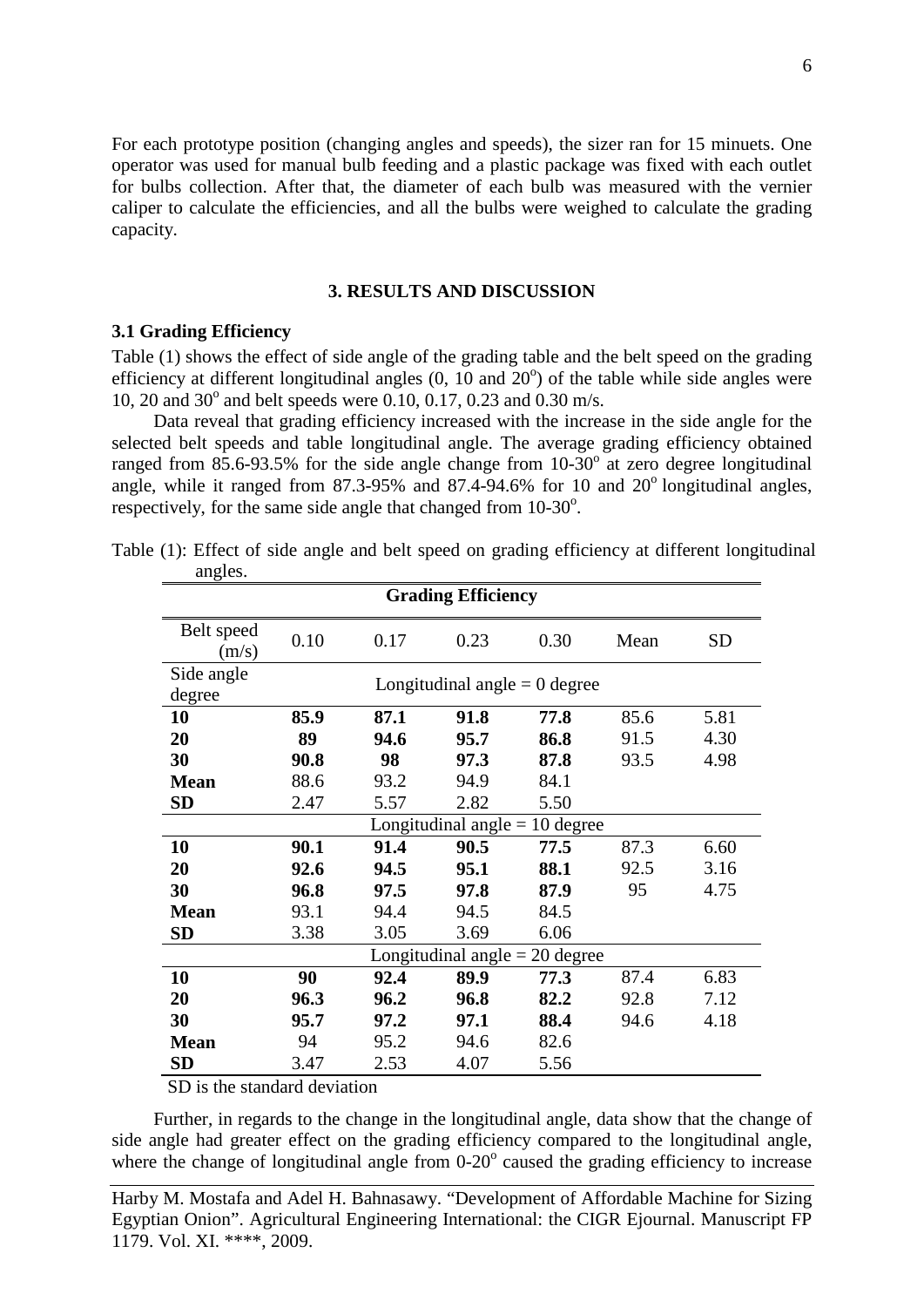For each prototype position (changing angles and speeds), the sizer ran for 15 minuets. One operator was used for manual bulb feeding and a plastic package was fixed with each outlet for bulbs collection. After that, the diameter of each bulb was measured with the vernier caliper to calculate the efficiencies, and all the bulbs were weighed to calculate the grading capacity.

## 3. RESULTS AND DISCUSSION

### 3.1 Grading Efficiency

Table (1) shows the effect of side angle of the grading table and the belt speed on the grading efficiency at different longitudinal angles (0, 10 and 20$^o$) of the table while side angles were 10, 20 and 30$^o$ and belt speeds were 0.10, 0.17, 0.23 and 0.30 m/s.

Data reveal that grading efficiency increased with the increase in the side angle for the selected belt speeds and table longitudinal angle. The average grading efficiency obtained ranged from 85.6-93.5% for the side angle change from 10-30$^o$ at zero degree longitudinal angle, while it ranged from 87.3-95% and 87.4-94.6% for 10 and 20$^o$ longitudinal angles, respectively, for the same side angle that changed from 10-30$^o$.

Table (1): Effect of side angle and belt speed on grading efficiency at different longitudinal angles.

| Grading Efficiency | | | | | | |
|---|---|---|---|---|---|---|
| Belt speed (m/s) | 0.10 | 0.17 | 0.23 | 0.30 | Mean | SD |
| Side angle degree | Longitudinal angle = 0 degree | | | | | |
| **10** | **85.9** | **87.1** | **91.8** | **77.8** | 85.6 | 5.81 |
| **20** | **89** | **94.6** | **95.7** | **86.8** | 91.5 | 4.30 |
| **30** | **90.8** | **98** | **97.3** | **87.8** | 93.5 | 4.98 |
| **Mean** | 88.6 | 93.2 | 94.9 | 84.1 | | |
| **SD** | 2.47 | 5.57 | 2.82 | 5.50 | | |
| | Longitudinal angle = 10 degree | | | | | |
| **10** | **90.1** | **91.4** | **90.5** | **77.5** | 87.3 | 6.60 |
| **20** | **92.6** | **94.5** | **95.1** | **88.1** | 92.5 | 3.16 |
| **30** | **96.8** | **97.5** | **97.8** | **87.9** | 95 | 4.75 |
| **Mean** | 93.1 | 94.4 | 94.5 | 84.5 | | |
| **SD** | 3.38 | 3.05 | 3.69 | 6.06 | | |
| | Longitudinal angle = 20 degree | | | | | |
| **10** | **90** | **92.4** | **89.9** | **77.3** | 87.4 | 6.83 |
| **20** | **96.3** | **96.2** | **96.8** | **82.2** | 92.8 | 7.12 |
| **30** | **95.7** | **97.2** | **97.1** | **88.4** | 94.6 | 4.18 |
| **Mean** | 94 | 95.2 | 94.6 | 82.6 | | |
| **SD** | 3.47 | 2.53 | 4.07 | 5.56 | | |

SD is the standard deviation

Further, in regards to the change in the longitudinal angle, data show that the change of side angle had greater effect on the grading efficiency compared to the longitudinal angle, where the change of longitudinal angle from 0-20$^o$ caused the grading efficiency to increase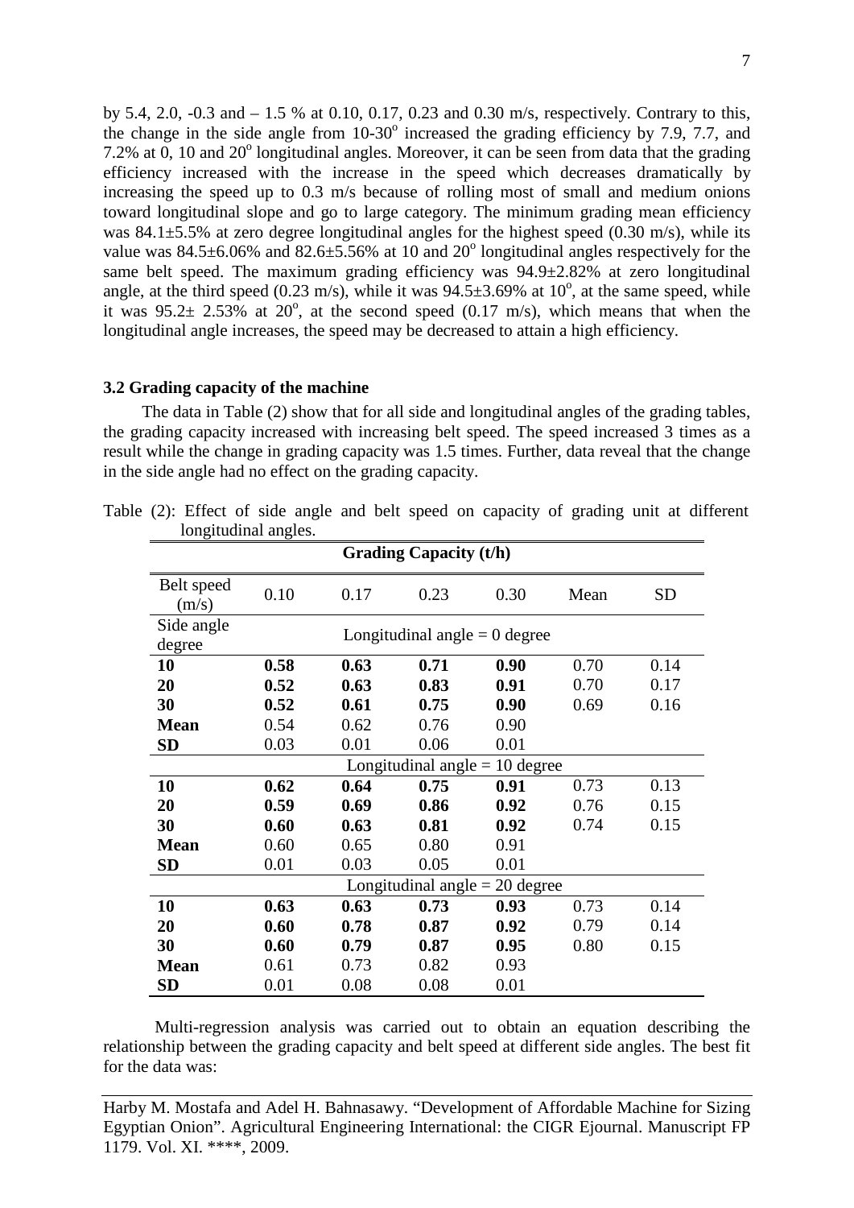by 5.4, 2.0, -0.3 and – 1.5 % at 0.10, 0.17, 0.23 and 0.30 m/s, respectively. Contrary to this, the change in the side angle from 10-30° increased the grading efficiency by 7.9, 7.7, and 7.2% at 0, 10 and 20° longitudinal angles. Moreover, it can be seen from data that the grading efficiency increased with the increase in the speed which decreases dramatically by increasing the speed up to 0.3 m/s because of rolling most of small and medium onions toward longitudinal slope and go to large category. The minimum grading mean efficiency was 84.1±5.5% at zero degree longitudinal angles for the highest speed (0.30 m/s), while its value was 84.5±6.06% and 82.6±5.56% at 10 and 20° longitudinal angles respectively for the same belt speed. The maximum grading efficiency was 94.9±2.82% at zero longitudinal angle, at the third speed (0.23 m/s), while it was 94.5±3.69% at 10°, at the same speed, while it was 95.2± 2.53% at 20°, at the second speed (0.17 m/s), which means that when the longitudinal angle increases, the speed may be decreased to attain a high efficiency.

### 3.2 Grading capacity of the machine

The data in Table (2) show that for all side and longitudinal angles of the grading tables, the grading capacity increased with increasing belt speed. The speed increased 3 times as a result while the change in grading capacity was 1.5 times. Further, data reveal that the change in the side angle had no effect on the grading capacity.

Table (2): Effect of side angle and belt speed on capacity of grading unit at different longitudinal angles.

| Grading Capacity (t/h) | | | | | | |
|---|---|---|---|---|---|---|
| Belt speed (m/s) | 0.10 | 0.17 | 0.23 | 0.30 | Mean | SD |
| Side angle degree | Longitudinal angle = 0 degree | | | | | |
| **10** | **0.58** | **0.63** | **0.71** | **0.90** | 0.70 | 0.14 |
| **20** | **0.52** | **0.63** | **0.83** | **0.91** | 0.70 | 0.17 |
| **30** | **0.52** | **0.61** | **0.75** | **0.90** | 0.69 | 0.16 |
| **Mean** | 0.54 | 0.62 | 0.76 | 0.90 | | |
| **SD** | 0.03 | 0.01 | 0.06 | 0.01 | | |
| | Longitudinal angle = 10 degree | | | | | |
| **10** | **0.62** | **0.64** | **0.75** | **0.91** | 0.73 | 0.13 |
| **20** | **0.59** | **0.69** | **0.86** | **0.92** | 0.76 | 0.15 |
| **30** | **0.60** | **0.63** | **0.81** | **0.92** | 0.74 | 0.15 |
| **Mean** | 0.60 | 0.65 | 0.80 | 0.91 | | |
| **SD** | 0.01 | 0.03 | 0.05 | 0.01 | | |
| | Longitudinal angle = 20 degree | | | | | |
| **10** | **0.63** | **0.63** | **0.73** | **0.93** | 0.73 | 0.14 |
| **20** | **0.60** | **0.78** | **0.87** | **0.92** | 0.79 | 0.14 |
| **30** | **0.60** | **0.79** | **0.87** | **0.95** | 0.80 | 0.15 |
| **Mean** | 0.61 | 0.73 | 0.82 | 0.93 | | |
| **SD** | 0.01 | 0.08 | 0.08 | 0.01 | | |

Multi-regression analysis was carried out to obtain an equation describing the relationship between the grading capacity and belt speed at different side angles. The best fit for the data was: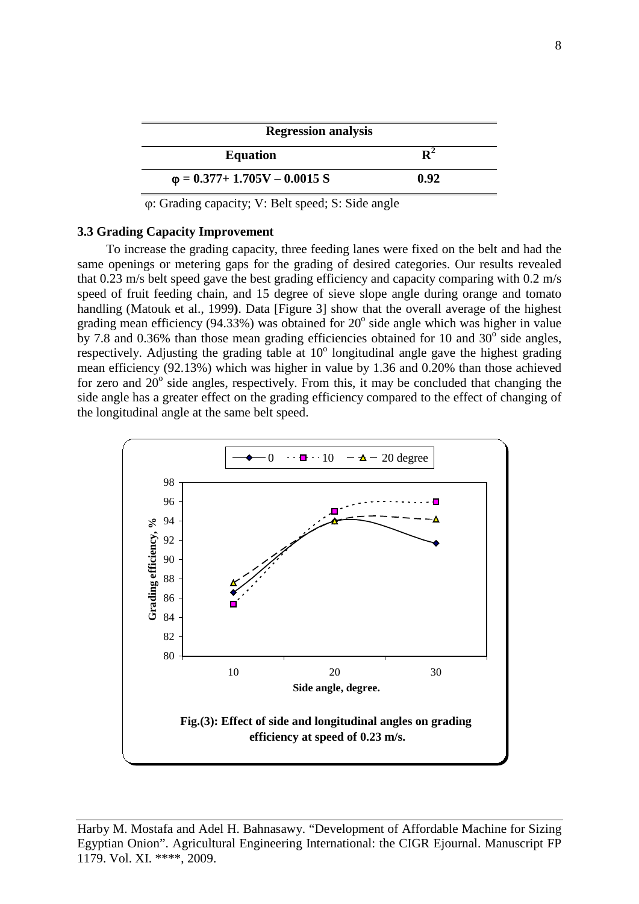| Regression analysis | |
|---|---|
| **Equation** | $R^2$ |
| $\varphi = 0.377 + 1.705V - 0.0015\ S$ | **0.92** |

φ: Grading capacity; V: Belt speed; S: Side angle

### 3.3 Grading Capacity Improvement

To increase the grading capacity, three feeding lanes were fixed on the belt and had the same openings or metering gaps for the grading of desired categories. Our results revealed that 0.23 m/s belt speed gave the best grading efficiency and capacity comparing with 0.2 m/s speed of fruit feeding chain, and 15 degree of sieve slope angle during orange and tomato handling (Matouk et al., 1999**)**. Data [Figure 3] show that the overall average of the highest grading mean efficiency (94.33%) was obtained for 20$^o$ side angle which was higher in value by 7.8 and 0.36% than those mean grading efficiencies obtained for 10 and 30$^o$ side angles, respectively. Adjusting the grading table at 10$^o$ longitudinal angle gave the highest grading mean efficiency (92.13%) which was higher in value by 1.36 and 0.20% than those achieved for zero and 20$^o$ side angles, respectively. From this, it may be concluded that changing the side angle has a greater effect on the grading efficiency compared to the effect of changing of the longitudinal angle at the same belt speed.

**Fig.(3): Effect of side and longitudinal angles on grading efficiency at speed of 0.23 m/s.**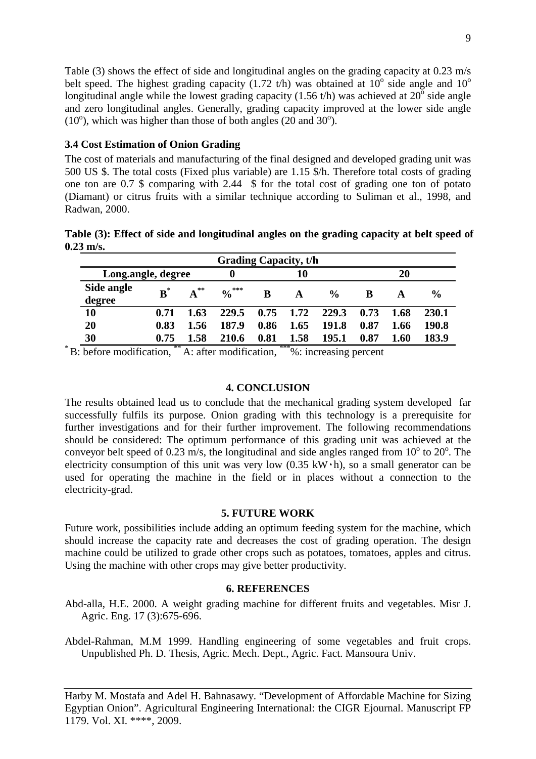Table (3) shows the effect of side and longitudinal angles on the grading capacity at 0.23 m/s belt speed. The highest grading capacity (1.72 t/h) was obtained at $10^o$ side angle and $10^o$ longitudinal angle while the lowest grading capacity (1.56 t/h) was achieved at $20^o$ side angle and zero longitudinal angles. Generally, grading capacity improved at the lower side angle ($10^o$), which was higher than those of both angles (20 and $30^o$).

### 3.4 Cost Estimation of Onion Grading

The cost of materials and manufacturing of the final designed and developed grading unit was 500 US \$. The total costs (Fixed plus variable) are 1.15 \$/h. Therefore total costs of grading one ton are 0.7 \$ comparing with 2.44 \$ for the total cost of grading one ton of potato (Diamant) or citrus fruits with a similar technique according to Suliman et al., 1998, and Radwan, 2000.

**Table (3): Effect of side and longitudinal angles on the grading capacity at belt speed of 0.23 m/s.**

| Grading Capacity, t/h | | | | | | | | | |
|---|---|---|---|---|---|---|---|---|---|
| **Long.angle, degree** | **0** | | | **10** | | | **20** | | |
| **Side angle degree** | **B*** | **A**** | **%***** | **B** | **A** | **%** | **B** | **A** | **%** |
| **10** | **0.71** | **1.63** | **229.5** | **0.75** | **1.72** | **229.3** | **0.73** | **1.68** | **230.1** |
| **20** | **0.83** | **1.56** | **187.9** | **0.86** | **1.65** | **191.8** | **0.87** | **1.66** | **190.8** |
| **30** | **0.75** | **1.58** | **210.6** | **0.81** | **1.58** | **195.1** | **0.87** | **1.60** | **183.9** |

\* B: before modification, ** A: after modification, *** %: increasing percent

## 4. CONCLUSION

The results obtained lead us to conclude that the mechanical grading system developed far successfully fulfils its purpose. Onion grading with this technology is a prerequisite for further investigations and for their further improvement. The following recommendations should be considered: The optimum performance of this grading unit was achieved at the conveyor belt speed of 0.23 m/s, the longitudinal and side angles ranged from $10^o$ to $20^o$. The electricity consumption of this unit was very low (0.35 kW·h), so a small generator can be used for operating the machine in the field or in places without a connection to the electricity-grad.

## 5. FUTURE WORK

Future work, possibilities include adding an optimum feeding system for the machine, which should increase the capacity rate and decreases the cost of grading operation. The design machine could be utilized to grade other crops such as potatoes, tomatoes, apples and citrus. Using the machine with other crops may give better productivity.

## 6. REFERENCES

Abd-alla, H.E. 2000. A weight grading machine for different fruits and vegetables. Misr J. Agric. Eng. 17 (3):675-696.

Abdel-Rahman, M.M 1999. Handling engineering of some vegetables and fruit crops. Unpublished Ph. D. Thesis, Agric. Mech. Dept., Agric. Fact. Mansoura Univ.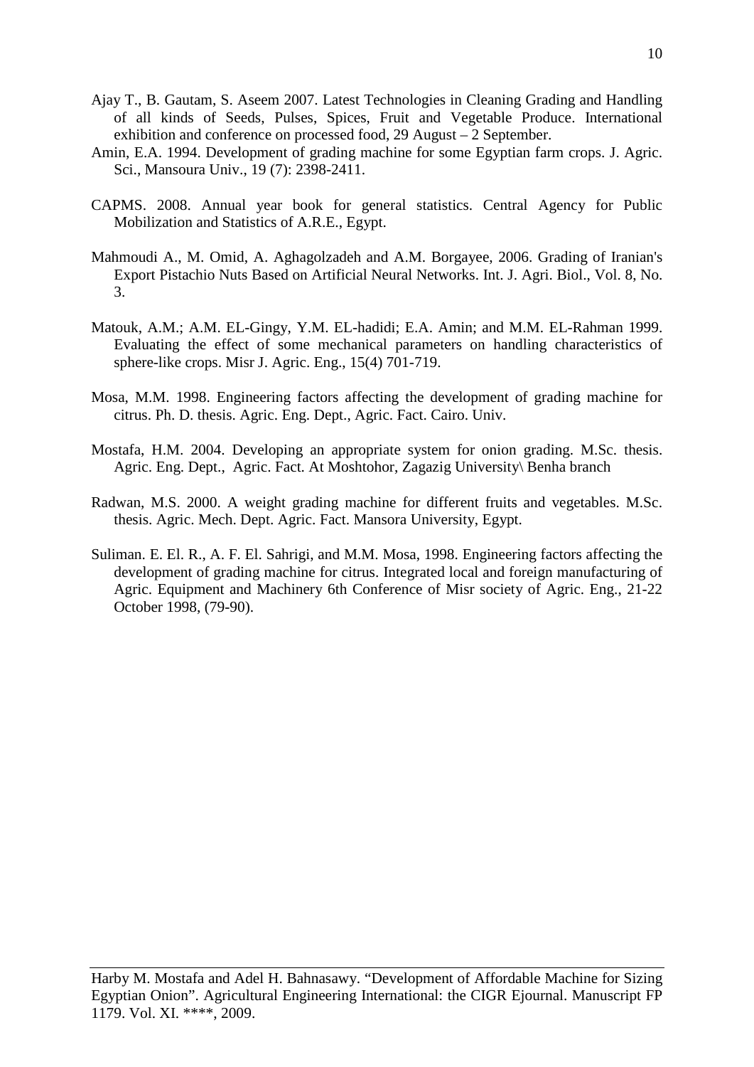Ajay T., B. Gautam, S. Aseem 2007. Latest Technologies in Cleaning Grading and Handling of all kinds of Seeds, Pulses, Spices, Fruit and Vegetable Produce. International exhibition and conference on processed food, 29 August – 2 September.

Amin, E.A. 1994. Development of grading machine for some Egyptian farm crops. J. Agric. Sci., Mansoura Univ., 19 (7): 2398-2411.

CAPMS. 2008. Annual year book for general statistics. Central Agency for Public Mobilization and Statistics of A.R.E., Egypt.

Mahmoudi A., M. Omid, A. Aghagolzadeh and A.M. Borgayee, 2006. Grading of Iranian's Export Pistachio Nuts Based on Artificial Neural Networks. Int. J. Agri. Biol., Vol. 8, No. 3.

Matouk, A.M.; A.M. EL-Gingy, Y.M. EL-hadidi; E.A. Amin; and M.M. EL-Rahman 1999. Evaluating the effect of some mechanical parameters on handling characteristics of sphere-like crops. Misr J. Agric. Eng., 15(4) 701-719.

Mosa, M.M. 1998. Engineering factors affecting the development of grading machine for citrus. Ph. D. thesis. Agric. Eng. Dept., Agric. Fact. Cairo. Univ.

Mostafa, H.M. 2004. Developing an appropriate system for onion grading. M.Sc. thesis. Agric. Eng. Dept., Agric. Fact. At Moshtohor, Zagazig University\ Benha branch

Radwan, M.S. 2000. A weight grading machine for different fruits and vegetables. M.Sc. thesis. Agric. Mech. Dept. Agric. Fact. Mansora University, Egypt.

Suliman. E. El. R., A. F. El. Sahrigi, and M.M. Mosa, 1998. Engineering factors affecting the development of grading machine for citrus. Integrated local and foreign manufacturing of Agric. Equipment and Machinery 6th Conference of Misr society of Agric. Eng., 21-22 October 1998, (79-90).